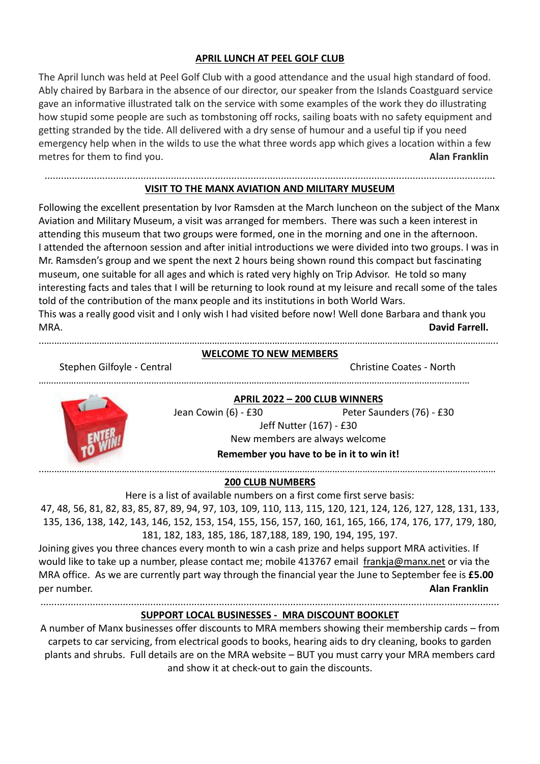## APRIL LUNCH AT PEEL GOLF CLUB

The April lunch was held at Peel Golf Club with a good attendance and the usual high standard of food. Ably chaired by Barbara in the absence of our director, our speaker from the Islands Coastguard service gave an informative illustrated talk on the service with some examples of the work they do illustrating how stupid some people are such as tombstoning off rocks, sailing boats with no safety equipment and getting stranded by the tide. All delivered with a dry sense of humour and a useful tip if you need emergency help when in the wilds to use the what three words app which gives a location within a few metres for them to find you. **Alan Franklin**

---

## VISIT TO THE MANX AVIATION AND MILITARY MUSEUM

Following the excellent presentation by Ivor Ramsden at the March luncheon on the subject of the Manx Aviation and Military Museum, a visit was arranged for members. There was such a keen interest in attending this museum that two groups were formed, one in the morning and one in the afternoon. I attended the afternoon session and after initial introductions we were divided into two groups. I was in Mr. Ramsden's group and we spent the next 2 hours being shown round this compact but fascinating museum, one suitable for all ages and which is rated very highly on Trip Advisor. He told so many interesting facts and tales that I will be returning to look round at my leisure and recall some of the tales told of the contribution of the manx people and its institutions in both World Wars.

This was a really good visit and I only wish I had visited before now! Well done Barbara and thank you MRA. **David Farrell.**

---

## WELCOME TO NEW MEMBERS

Stephen Gilfoyle - Central

Christine Coates - North

---

## APRIL 2022 – 200 CLUB WINNERS

Jean Cowin (6) - £30

Peter Saunders (76) - £30

Jeff Nutter (167) - £30

New members are always welcome

**Remember you have to be in it to win it!**

---

## 200 CLUB NUMBERS

Here is a list of available numbers on a first come first serve basis:

47, 48, 56, 81, 82, 83, 85, 87, 89, 94, 97, 103, 109, 110, 113, 115, 120, 121, 124, 126, 127, 128, 131, 133, 135, 136, 138, 142, 143, 146, 152, 153, 154, 155, 156, 157, 160, 161, 165, 166, 174, 176, 177, 179, 180, 181, 182, 183, 185, 186, 187,188, 189, 190, 194, 195, 197.

Joining gives you three chances every month to win a cash prize and helps support MRA activities. If would like to take up a number, please contact me; mobile 413767 email frankja@manx.net or via the MRA office. As we are currently part way through the financial year the June to September fee is **£5.00** per number. **Alan Franklin**

---

## SUPPORT LOCAL BUSINESSES - MRA DISCOUNT BOOKLET

A number of Manx businesses offer discounts to MRA members showing their membership cards – from carpets to car servicing, from electrical goods to books, hearing aids to dry cleaning, books to garden plants and shrubs. Full details are on the MRA website – BUT you must carry your MRA members card and show it at check-out to gain the discounts.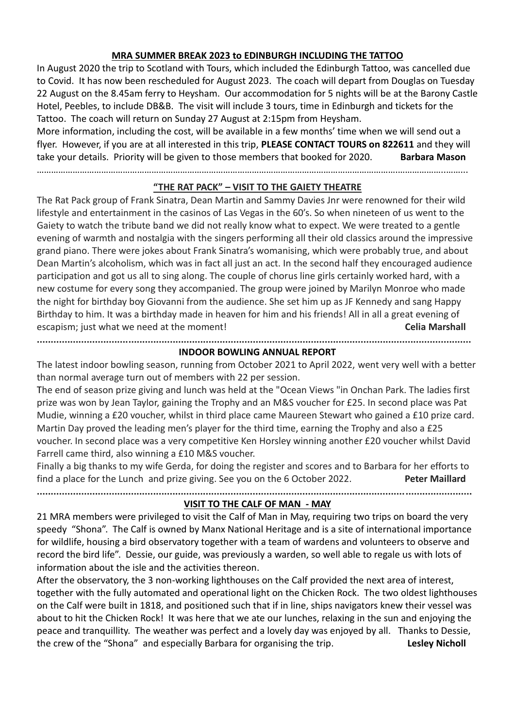## MRA SUMMER BREAK 2023 to EDINBURGH INCLUDING THE TATTOO

In August 2020 the trip to Scotland with Tours, which included the Edinburgh Tattoo, was cancelled due to Covid. It has now been rescheduled for August 2023. The coach will depart from Douglas on Tuesday 22 August on the 8.45am ferry to Heysham. Our accommodation for 5 nights will be at the Barony Castle Hotel, Peebles, to include DB&B. The visit will include 3 tours, time in Edinburgh and tickets for the Tattoo. The coach will return on Sunday 27 August at 2:15pm from Heysham.

More information, including the cost, will be available in a few months' time when we will send out a flyer. However, if you are at all interested in this trip, **PLEASE CONTACT TOURS on 822611** and they will take your details. Priority will be given to those members that booked for 2020. **Barbara Mason**

---

## "THE RAT PACK" – VISIT TO THE GAIETY THEATRE

The Rat Pack group of Frank Sinatra, Dean Martin and Sammy Davies Jnr were renowned for their wild lifestyle and entertainment in the casinos of Las Vegas in the 60's. So when nineteen of us went to the Gaiety to watch the tribute band we did not really know what to expect. We were treated to a gentle evening of warmth and nostalgia with the singers performing all their old classics around the impressive grand piano. There were jokes about Frank Sinatra's womanising, which were probably true, and about Dean Martin's alcoholism, which was in fact all just an act. In the second half they encouraged audience participation and got us all to sing along. The couple of chorus line girls certainly worked hard, with a new costume for every song they accompanied. The group were joined by Marilyn Monroe who made the night for birthday boy Giovanni from the audience. She set him up as JF Kennedy and sang Happy Birthday to him. It was a birthday made in heaven for him and his friends! All in all a great evening of escapism; just what we need at the moment! **Celia Marshall**

---

## INDOOR BOWLING ANNUAL REPORT

The latest indoor bowling season, running from October 2021 to April 2022, went very well with a better than normal average turn out of members with 22 per session.

The end of season prize giving and lunch was held at the "Ocean Views "in Onchan Park. The ladies first prize was won by Jean Taylor, gaining the Trophy and an M&S voucher for £25. In second place was Pat Mudie, winning a £20 voucher, whilst in third place came Maureen Stewart who gained a £10 prize card. Martin Day proved the leading men's player for the third time, earning the Trophy and also a £25 voucher. In second place was a very competitive Ken Horsley winning another £20 voucher whilst David Farrell came third, also winning a £10 M&S voucher.

Finally a big thanks to my wife Gerda, for doing the register and scores and to Barbara for her efforts to find a place for the Lunch and prize giving. See you on the 6 October 2022. **Peter Maillard**

---

## VISIT TO THE CALF OF MAN - MAY

21 MRA members were privileged to visit the Calf of Man in May, requiring two trips on board the very speedy "Shona". The Calf is owned by Manx National Heritage and is a site of international importance for wildlife, housing a bird observatory together with a team of wardens and volunteers to observe and record the bird life". Dessie, our guide, was previously a warden, so well able to regale us with lots of information about the isle and the activities thereon.

After the observatory, the 3 non-working lighthouses on the Calf provided the next area of interest, together with the fully automated and operational light on the Chicken Rock. The two oldest lighthouses on the Calf were built in 1818, and positioned such that if in line, ships navigators knew their vessel was about to hit the Chicken Rock! It was here that we ate our lunches, relaxing in the sun and enjoying the peace and tranquillity. The weather was perfect and a lovely day was enjoyed by all. Thanks to Dessie, the crew of the "Shona" and especially Barbara for organising the trip. **Lesley Nicholl**